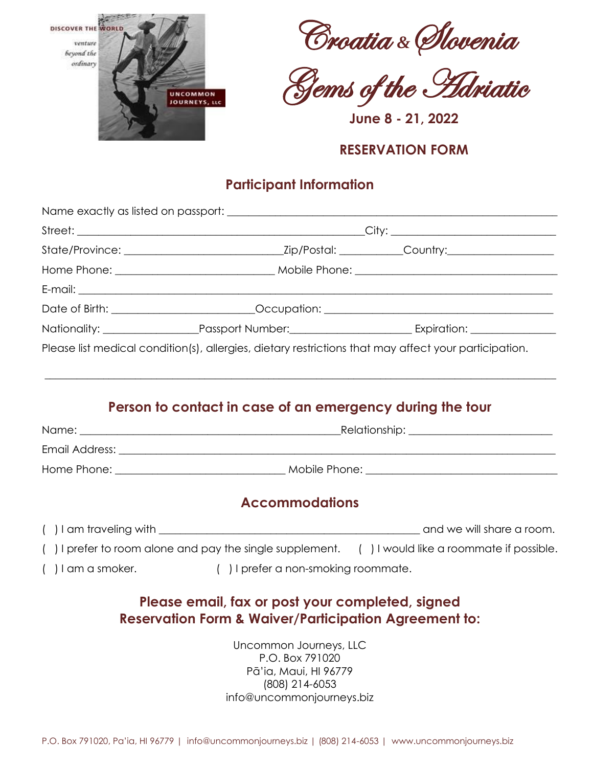DISCOVER THE WORLD

*venture beyond the ordinary*

UNCOMMON JOURNEYS, LLC

# Croatia & Slovenia

# Gems of the Adriatic

**June 8 - 21, 2022**

## RESERVATION FORM

### Participant Information

Name exactly as listed on passport: ____________________________________________

Street: ________________________________________ City: ________________________

State/Province: ______________________ Zip/Postal: __________ Country: ________________

Home Phone: ______________________ Mobile Phone: ______________________________

E-mail: ___________________________________________________________________

Date of Birth: ____________________ Occupation: ____________________________________

Nationality: ______________ Passport Number: __________________ Expiration: ____________

Please list medical condition(s), allergies, dietary restrictions that may affect your participation.

___________________________________________________________________________

### Person to contact in case of an emergency during the tour

Name: ________________________________________ Relationship: ____________________

Email Address: _______________________________________________________________

Home Phone: ________________________ Mobile Phone: ___________________________

### Accommodations

( ) I am traveling with ________________________________________ and we will share a room.

( ) I prefer to room alone and pay the single supplement. ( ) I would like a roommate if possible.

( ) I am a smoker. ( ) I prefer a non-smoking roommate.

### Please email, fax or post your completed, signed Reservation Form & Waiver/Participation Agreement to:

Uncommon Journeys, LLC
P.O. Box 791020
Pā'ia, Maui, HI 96779
(808) 214-6053
info@uncommonjourneys.biz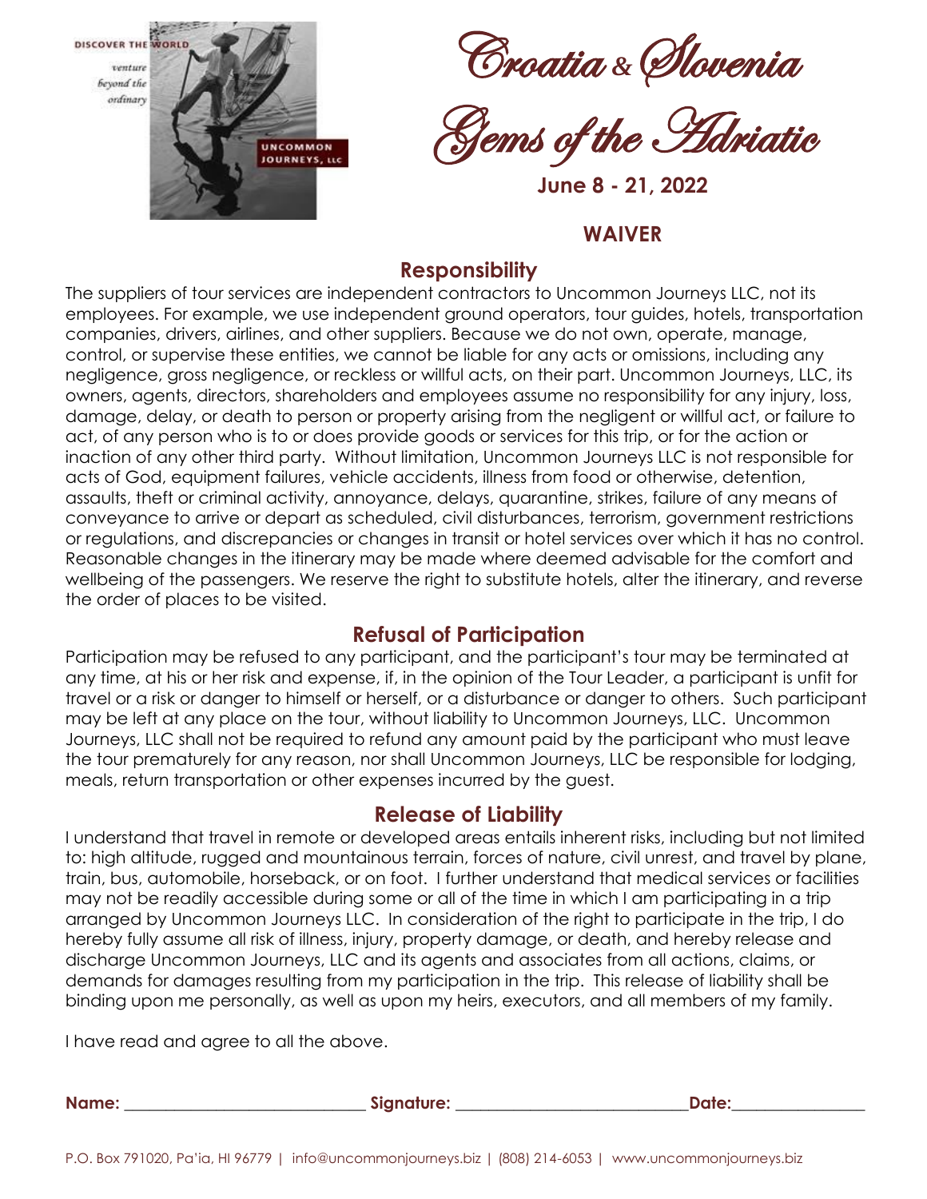DISCOVER THE WORLD

*venture beyond the ordinary*

UNCOMMON JOURNEYS, LLC

# Croatia & Slovenia

# Gems of the Adriatic

**June 8 - 21, 2022**

## WAIVER

### Responsibility

The suppliers of tour services are independent contractors to Uncommon Journeys LLC, not its employees. For example, we use independent ground operators, tour guides, hotels, transportation companies, drivers, airlines, and other suppliers. Because we do not own, operate, manage, control, or supervise these entities, we cannot be liable for any acts or omissions, including any negligence, gross negligence, or reckless or willful acts, on their part. Uncommon Journeys, LLC, its owners, agents, directors, shareholders and employees assume no responsibility for any injury, loss, damage, delay, or death to person or property arising from the negligent or willful act, or failure to act, of any person who is to or does provide goods or services for this trip, or for the action or inaction of any other third party. Without limitation, Uncommon Journeys LLC is not responsible for acts of God, equipment failures, vehicle accidents, illness from food or otherwise, detention, assaults, theft or criminal activity, annoyance, delays, quarantine, strikes, failure of any means of conveyance to arrive or depart as scheduled, civil disturbances, terrorism, government restrictions or regulations, and discrepancies or changes in transit or hotel services over which it has no control. Reasonable changes in the itinerary may be made where deemed advisable for the comfort and wellbeing of the passengers. We reserve the right to substitute hotels, alter the itinerary, and reverse the order of places to be visited.

### Refusal of Participation

Participation may be refused to any participant, and the participant's tour may be terminated at any time, at his or her risk and expense, if, in the opinion of the Tour Leader, a participant is unfit for travel or a risk or danger to himself or herself, or a disturbance or danger to others. Such participant may be left at any place on the tour, without liability to Uncommon Journeys, LLC. Uncommon Journeys, LLC shall not be required to refund any amount paid by the participant who must leave the tour prematurely for any reason, nor shall Uncommon Journeys, LLC be responsible for lodging, meals, return transportation or other expenses incurred by the guest.

### Release of Liability

I understand that travel in remote or developed areas entails inherent risks, including but not limited to: high altitude, rugged and mountainous terrain, forces of nature, civil unrest, and travel by plane, train, bus, automobile, horseback, or on foot. I further understand that medical services or facilities may not be readily accessible during some or all of the time in which I am participating in a trip arranged by Uncommon Journeys LLC. In consideration of the right to participate in the trip, I do hereby fully assume all risk of illness, injury, property damage, or death, and hereby release and discharge Uncommon Journeys, LLC and its agents and associates from all actions, claims, or demands for damages resulting from my participation in the trip. This release of liability shall be binding upon me personally, as well as upon my heirs, executors, and all members of my family.

I have read and agree to all the above.

**Name:** ______________________________ **Signature:** ____________________________ **Date:** ________________

P.O. Box 791020, Pa'ia, HI 96779 | info@uncommonjourneys.biz | (808) 214-6053 | www.uncommonjourneys.biz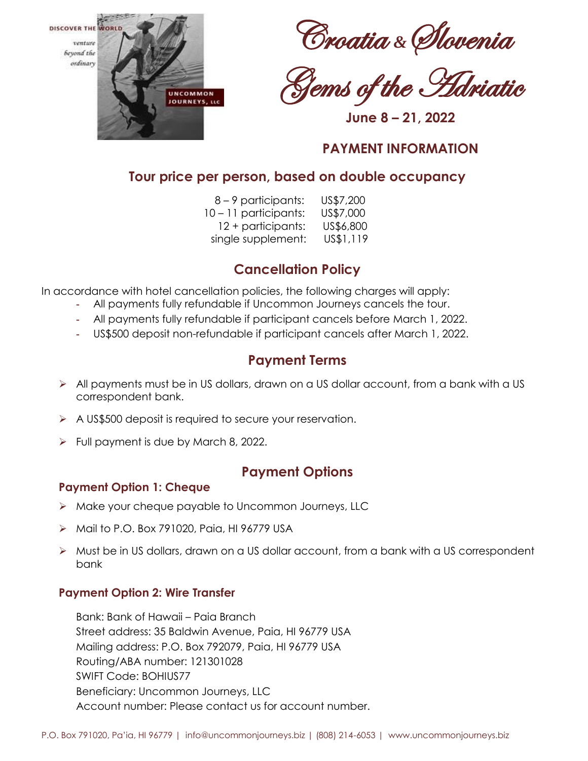# Croatia & Slovenia

# Gems of the Adriatic

**June 8 – 21, 2022**

## PAYMENT INFORMATION

### Tour price per person, based on double occupancy

| | |
|---|---|
| 8 – 9 participants: | US$7,200 |
| 10 – 11 participants: | US$7,000 |
| 12 + participants: | US$6,800 |
| single supplement: | US$1,119 |

### Cancellation Policy

In accordance with hotel cancellation policies, the following charges will apply:

- All payments fully refundable if Uncommon Journeys cancels the tour.
- All payments fully refundable if participant cancels before March 1, 2022.
- US$500 deposit non-refundable if participant cancels after March 1, 2022.

### Payment Terms

- All payments must be in US dollars, drawn on a US dollar account, from a bank with a US correspondent bank.
- A US$500 deposit is required to secure your reservation.
- Full payment is due by March 8, 2022.

### Payment Options

#### Payment Option 1: Cheque

- Make your cheque payable to Uncommon Journeys, LLC
- Mail to P.O. Box 791020, Paia, HI 96779 USA
- Must be in US dollars, drawn on a US dollar account, from a bank with a US correspondent bank

#### Payment Option 2: Wire Transfer

Bank: Bank of Hawaii – Paia Branch
Street address: 35 Baldwin Avenue, Paia, HI 96779 USA
Mailing address: P.O. Box 792079, Paia, HI 96779 USA
Routing/ABA number: 121301028
SWIFT Code: BOHIUS77
Beneficiary: Uncommon Journeys, LLC
Account number: Please contact us for account number.